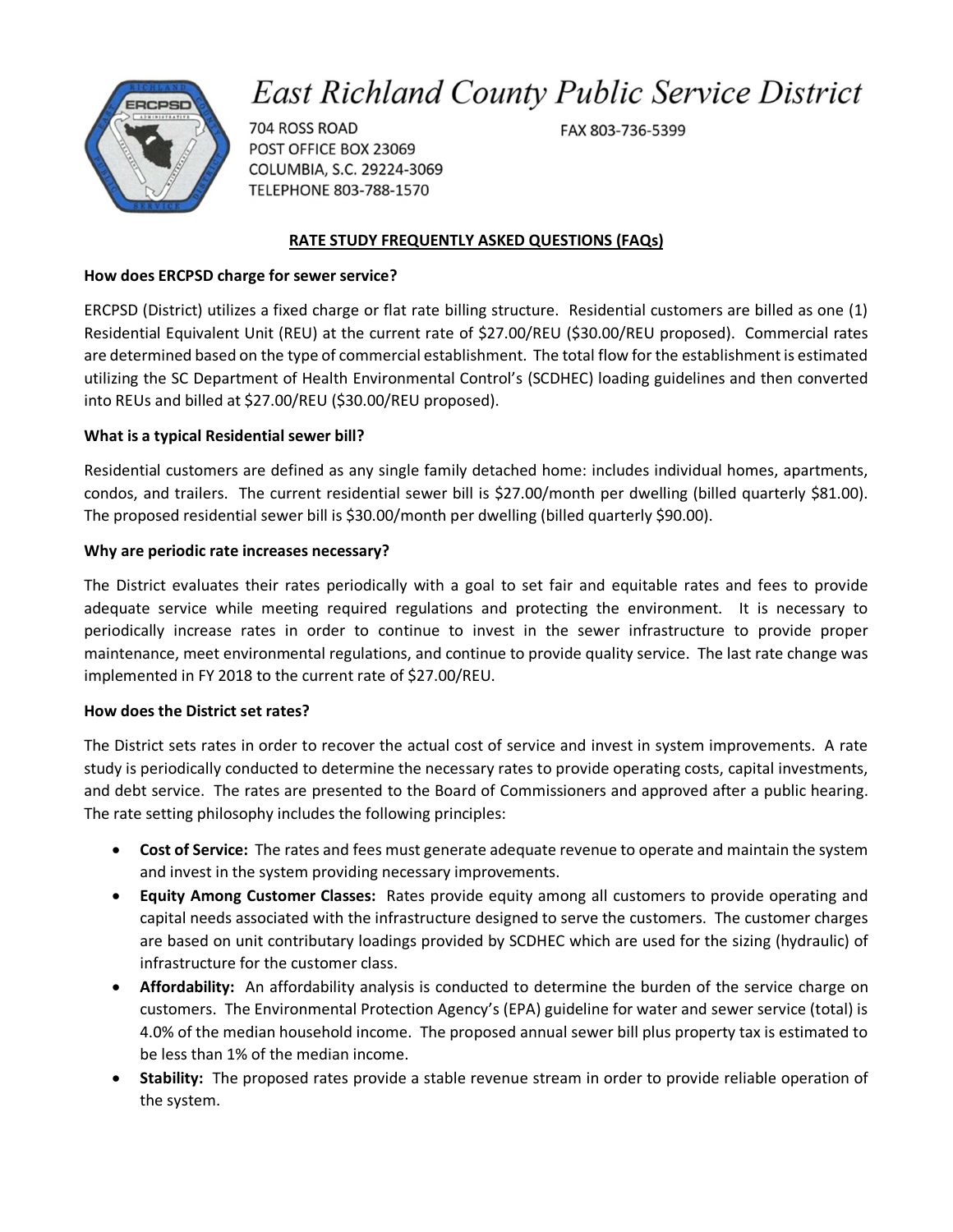# East Richland County Public Service District

704 ROSS ROAD
POST OFFICE BOX 23069
COLUMBIA, S.C. 29224-3069
TELEPHONE 803-788-1570

FAX 803-736-5399

## RATE STUDY FREQUENTLY ASKED QUESTIONS (FAQs)

**How does ERCPSD charge for sewer service?**

ERCPSD (District) utilizes a fixed charge or flat rate billing structure. Residential customers are billed as one (1) Residential Equivalent Unit (REU) at the current rate of $27.00/REU ($30.00/REU proposed). Commercial rates are determined based on the type of commercial establishment. The total flow for the establishment is estimated utilizing the SC Department of Health Environmental Control's (SCDHEC) loading guidelines and then converted into REUs and billed at $27.00/REU ($30.00/REU proposed).

**What is a typical Residential sewer bill?**

Residential customers are defined as any single family detached home: includes individual homes, apartments, condos, and trailers. The current residential sewer bill is $27.00/month per dwelling (billed quarterly $81.00). The proposed residential sewer bill is $30.00/month per dwelling (billed quarterly $90.00).

**Why are periodic rate increases necessary?**

The District evaluates their rates periodically with a goal to set fair and equitable rates and fees to provide adequate service while meeting required regulations and protecting the environment. It is necessary to periodically increase rates in order to continue to invest in the sewer infrastructure to provide proper maintenance, meet environmental regulations, and continue to provide quality service. The last rate change was implemented in FY 2018 to the current rate of $27.00/REU.

**How does the District set rates?**

The District sets rates in order to recover the actual cost of service and invest in system improvements. A rate study is periodically conducted to determine the necessary rates to provide operating costs, capital investments, and debt service. The rates are presented to the Board of Commissioners and approved after a public hearing. The rate setting philosophy includes the following principles:

- **Cost of Service:** The rates and fees must generate adequate revenue to operate and maintain the system and invest in the system providing necessary improvements.
- **Equity Among Customer Classes:** Rates provide equity among all customers to provide operating and capital needs associated with the infrastructure designed to serve the customers. The customer charges are based on unit contributary loadings provided by SCDHEC which are used for the sizing (hydraulic) of infrastructure for the customer class.
- **Affordability:** An affordability analysis is conducted to determine the burden of the service charge on customers. The Environmental Protection Agency's (EPA) guideline for water and sewer service (total) is 4.0% of the median household income. The proposed annual sewer bill plus property tax is estimated to be less than 1% of the median income.
- **Stability:** The proposed rates provide a stable revenue stream in order to provide reliable operation of the system.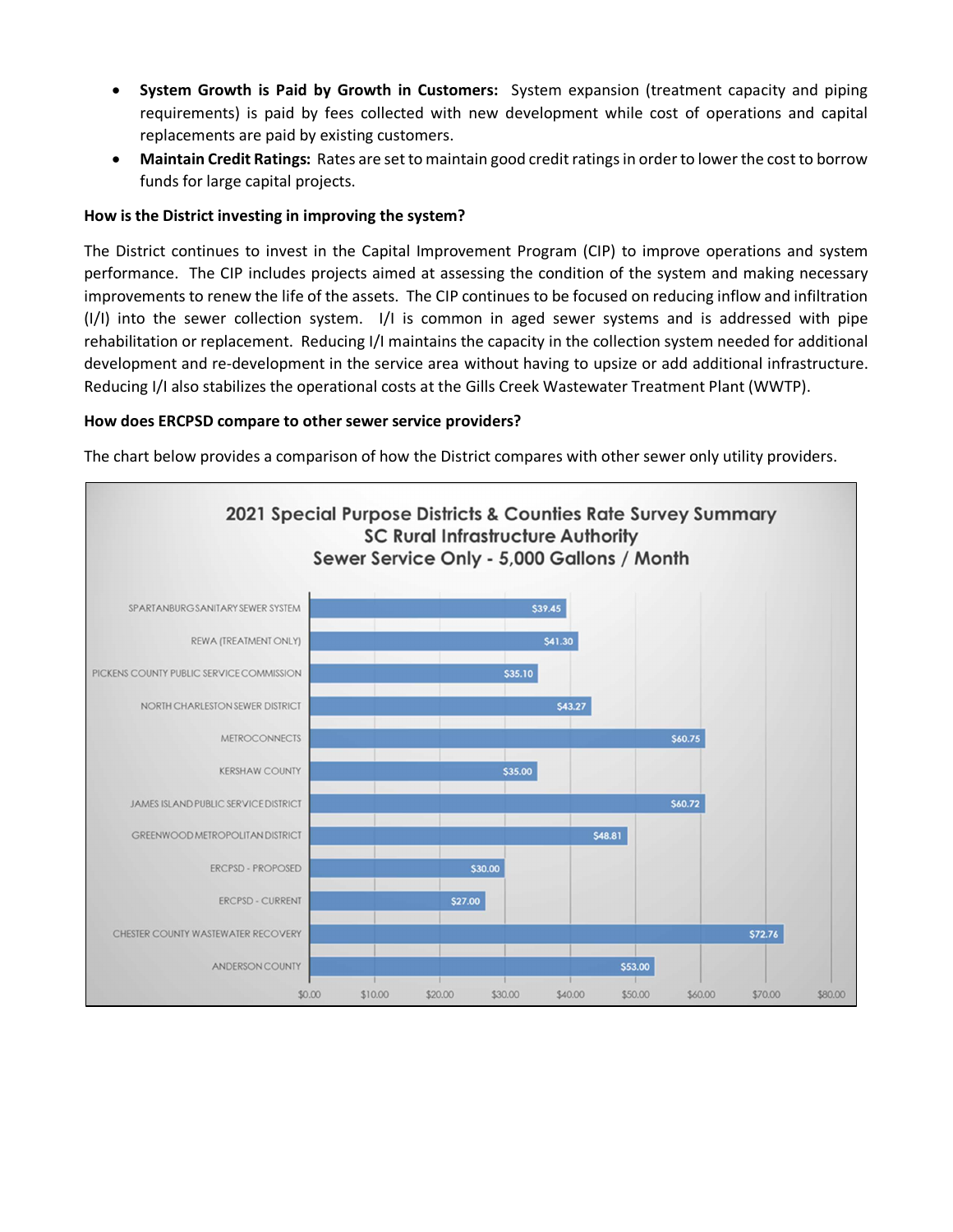- **System Growth is Paid by Growth in Customers:** System expansion (treatment capacity and piping requirements) is paid by fees collected with new development while cost of operations and capital replacements are paid by existing customers.
- **Maintain Credit Ratings:** Rates are set to maintain good credit ratings in order to lower the cost to borrow funds for large capital projects.

**How is the District investing in improving the system?**

The District continues to invest in the Capital Improvement Program (CIP) to improve operations and system performance. The CIP includes projects aimed at assessing the condition of the system and making necessary improvements to renew the life of the assets. The CIP continues to be focused on reducing inflow and infiltration (I/I) into the sewer collection system. I/I is common in aged sewer systems and is addressed with pipe rehabilitation or replacement. Reducing I/I maintains the capacity in the collection system needed for additional development and re-development in the service area without having to upsize or add additional infrastructure. Reducing I/I also stabilizes the operational costs at the Gills Creek Wastewater Treatment Plant (WWTP).

**How does ERCPSD compare to other sewer service providers?**

The chart below provides a comparison of how the District compares with other sewer only utility providers.

2021 Special Purpose Districts & Counties Rate Survey Summary
SC Rural Infrastructure Authority
Sewer Service Only - 5,000 Gallons / Month

SPARTANBURG SANITARY SEWER SYSTEM $39.45
REWA (TREATMENT ONLY) $41.30
PICKENS COUNTY PUBLIC SERVICE COMMISSION $35.10
NORTH CHARLESTON SEWER DISTRICT $43.27
METROCONNECTS $60.75
KERSHAW COUNTY $35.00
JAMES ISLAND PUBLIC SERVICE DISTRICT $60.72
GREENWOOD METROPOLITAN DISTRICT $48.81
ERCPSD - PROPOSED $30.00
ERCPSD - CURRENT $27.00
CHESTER COUNTY WASTEWATER RECOVERY $72.76
ANDERSON COUNTY $53.00

$0.00 $10.00 $20.00 $30.00 $40.00 $50.00 $60.00 $70.00 $80.00